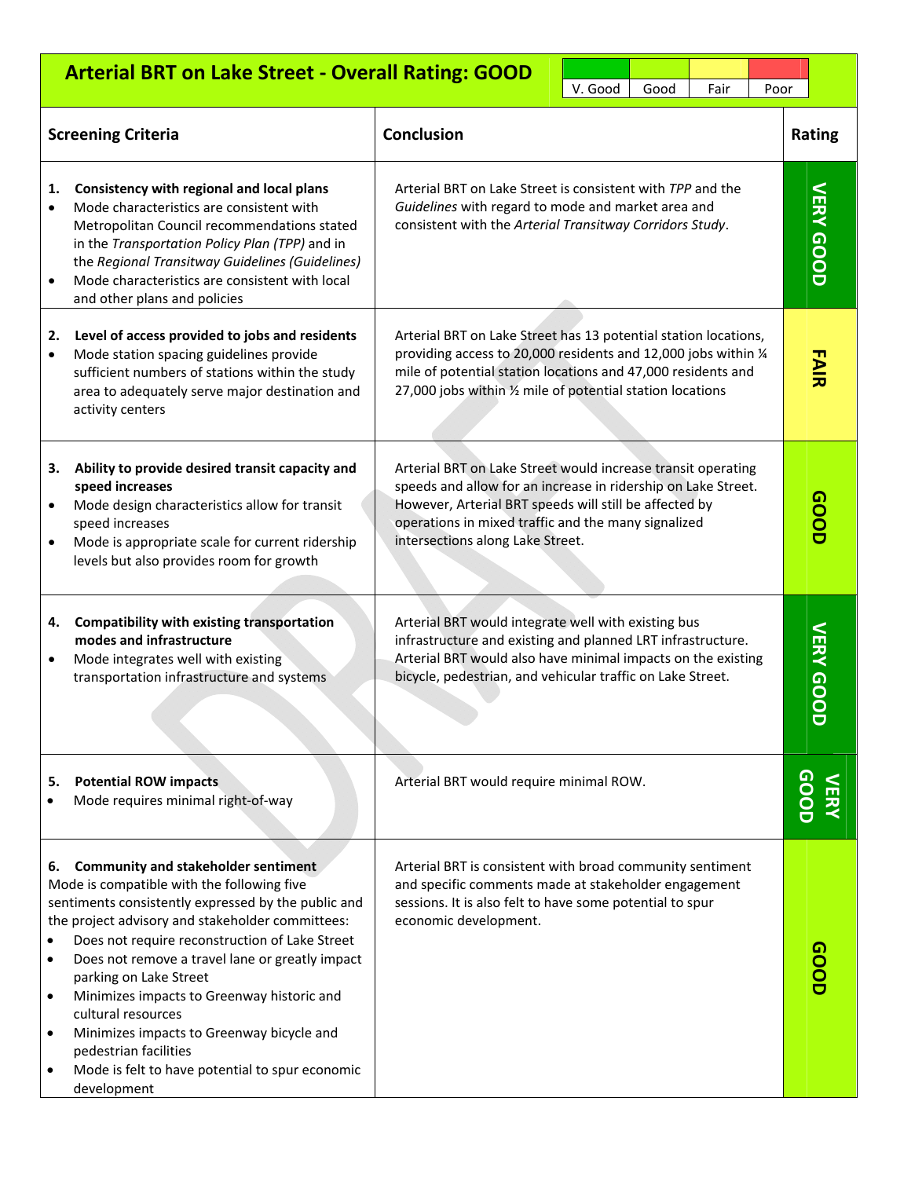## Arterial BRT on Lake Street - Overall Rating: GOOD

| V. Good | Good | Fair | Poor |
|---|---|---|---|

| Screening Criteria | Conclusion | Rating |
|---|---|---|
| **1. Consistency with regional and local plans**<br>• Mode characteristics are consistent with Metropolitan Council recommendations stated in the *Transportation Policy Plan (TPP)* and in the *Regional Transitway Guidelines (Guidelines)*<br>• Mode characteristics are consistent with local and other plans and policies | Arterial BRT on Lake Street is consistent with *TPP* and the *Guidelines* with regard to mode and market area and consistent with the *Arterial Transitway Corridors Study*. | VERY GOOD |
| **2. Level of access provided to jobs and residents**<br>• Mode station spacing guidelines provide sufficient numbers of stations within the study area to adequately serve major destination and activity centers | Arterial BRT on Lake Street has 13 potential station locations, providing access to 20,000 residents and 12,000 jobs within ¼ mile of potential station locations and 47,000 residents and 27,000 jobs within ½ mile of potential station locations | FAIR |
| **3. Ability to provide desired transit capacity and speed increases**<br>• Mode design characteristics allow for transit speed increases<br>• Mode is appropriate scale for current ridership levels but also provides room for growth | Arterial BRT on Lake Street would increase transit operating speeds and allow for an increase in ridership on Lake Street. However, Arterial BRT speeds will still be affected by operations in mixed traffic and the many signalized intersections along Lake Street. | GOOD |
| **4. Compatibility with existing transportation modes and infrastructure**<br>• Mode integrates well with existing transportation infrastructure and systems | Arterial BRT would integrate well with existing bus infrastructure and existing and planned LRT infrastructure. Arterial BRT would also have minimal impacts on the existing bicycle, pedestrian, and vehicular traffic on Lake Street. | VERY GOOD |
| **5. Potential ROW impacts**<br>• Mode requires minimal right-of-way | Arterial BRT would require minimal ROW. | VERY GOOD |
| **6. Community and stakeholder sentiment**<br>Mode is compatible with the following five sentiments consistently expressed by the public and the project advisory and stakeholder committees:<br>• Does not require reconstruction of Lake Street<br>• Does not remove a travel lane or greatly impact parking on Lake Street<br>• Minimizes impacts to Greenway historic and cultural resources<br>• Minimizes impacts to Greenway bicycle and pedestrian facilities<br>• Mode is felt to have potential to spur economic development | Arterial BRT is consistent with broad community sentiment and specific comments made at stakeholder engagement sessions. It is also felt to have some potential to spur economic development. | GOOD |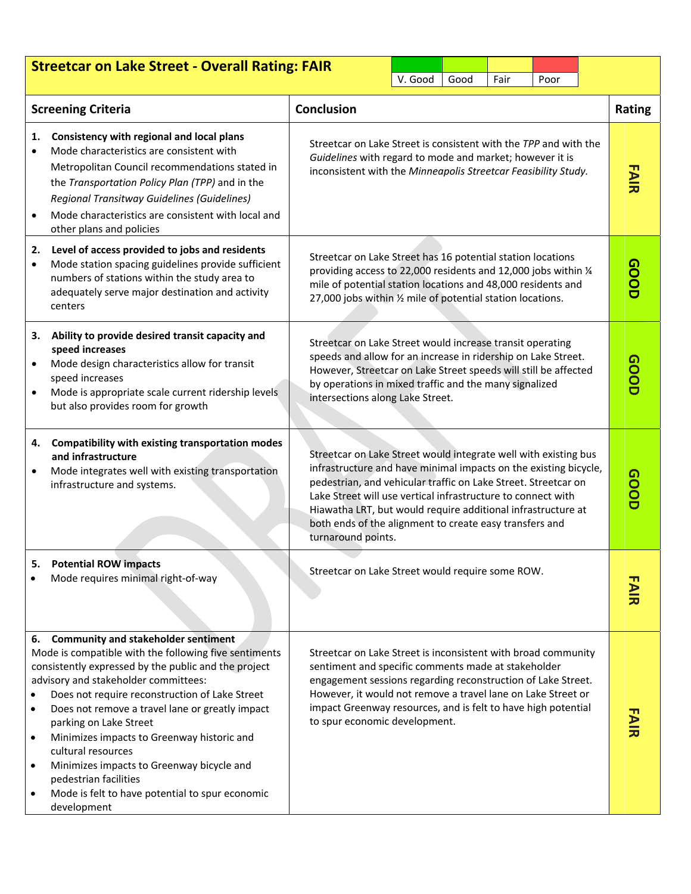## Streetcar on Lake Street - Overall Rating: FAIR

| V. Good | Good | Fair | Poor |
|---|---|---|---|

| Screening Criteria | Conclusion | Rating |
|---|---|---|
| **1. Consistency with regional and local plans**<br>• Mode characteristics are consistent with Metropolitan Council recommendations stated in the *Transportation Policy Plan (TPP)* and in the *Regional Transitway Guidelines (Guidelines)*<br>• Mode characteristics are consistent with local and other plans and policies | Streetcar on Lake Street is consistent with the *TPP* and with the *Guidelines* with regard to mode and market; however it is inconsistent with the *Minneapolis Streetcar Feasibility Study.* | FAIR |
| **2. Level of access provided to jobs and residents**<br>• Mode station spacing guidelines provide sufficient numbers of stations within the study area to adequately serve major destination and activity centers | Streetcar on Lake Street has 16 potential station locations providing access to 22,000 residents and 12,000 jobs within ¼ mile of potential station locations and 48,000 residents and 27,000 jobs within ½ mile of potential station locations. | GOOD |
| **3. Ability to provide desired transit capacity and speed increases**<br>• Mode design characteristics allow for transit speed increases<br>• Mode is appropriate scale current ridership levels but also provides room for growth | Streetcar on Lake Street would increase transit operating speeds and allow for an increase in ridership on Lake Street. However, Streetcar on Lake Street speeds will still be affected by operations in mixed traffic and the many signalized intersections along Lake Street. | GOOD |
| **4. Compatibility with existing transportation modes and infrastructure**<br>• Mode integrates well with existing transportation infrastructure and systems. | Streetcar on Lake Street would integrate well with existing bus infrastructure and have minimal impacts on the existing bicycle, pedestrian, and vehicular traffic on Lake Street. Streetcar on Lake Street will use vertical infrastructure to connect with Hiawatha LRT, but would require additional infrastructure at both ends of the alignment to create easy transfers and turnaround points. | GOOD |
| **5. Potential ROW impacts**<br>• Mode requires minimal right-of-way | Streetcar on Lake Street would require some ROW. | FAIR |
| **6. Community and stakeholder sentiment**<br>Mode is compatible with the following five sentiments consistently expressed by the public and the project advisory and stakeholder committees:<br>• Does not require reconstruction of Lake Street<br>• Does not remove a travel lane or greatly impact parking on Lake Street<br>• Minimizes impacts to Greenway historic and cultural resources<br>• Minimizes impacts to Greenway bicycle and pedestrian facilities<br>• Mode is felt to have potential to spur economic development | Streetcar on Lake Street is inconsistent with broad community sentiment and specific comments made at stakeholder engagement sessions regarding reconstruction of Lake Street. However, it would not remove a travel lane on Lake Street or impact Greenway resources, and is felt to have high potential to spur economic development. | FAIR |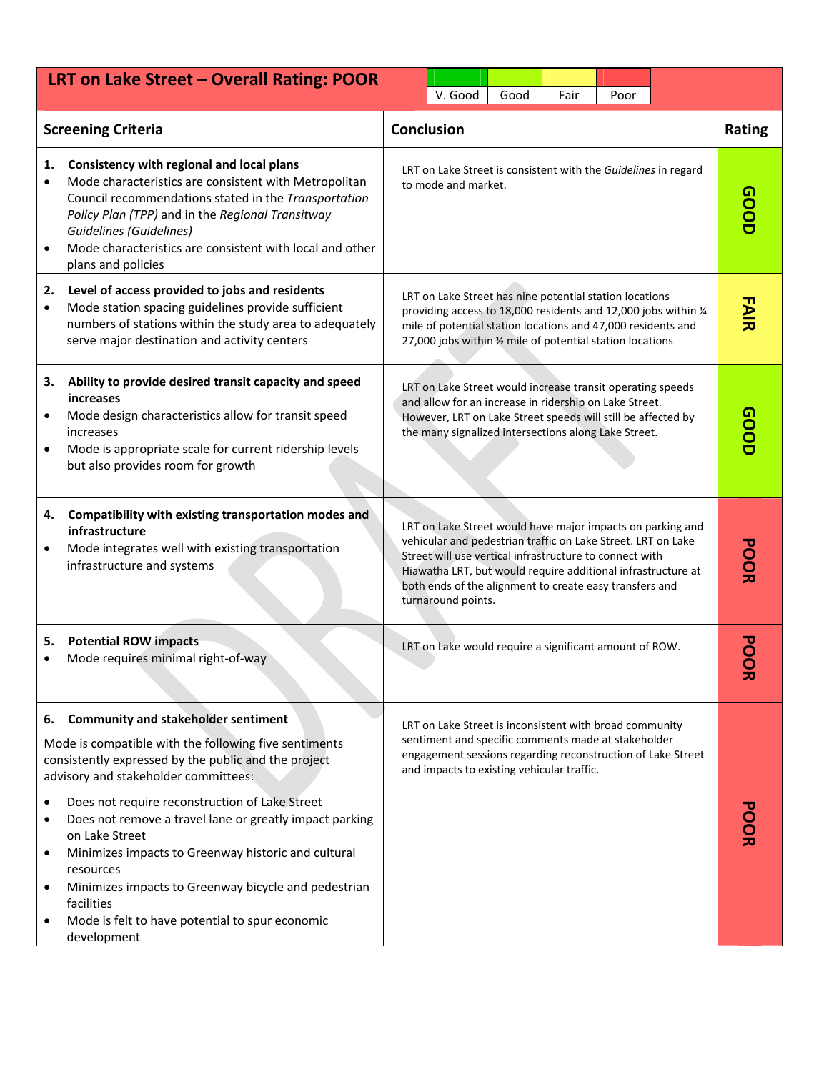## LRT on Lake Street – Overall Rating: POOR

| V. Good | Good | Fair | Poor |
|---|---|---|---|

| Screening Criteria | Conclusion | Rating |
|---|---|---|
| **1. Consistency with regional and local plans**<br>• Mode characteristics are consistent with Metropolitan Council recommendations stated in the *Transportation Policy Plan (TPP)* and in the *Regional Transitway Guidelines (Guidelines)*<br>• Mode characteristics are consistent with local and other plans and policies | LRT on Lake Street is consistent with the *Guidelines* in regard to mode and market. | GOOD |
| **2. Level of access provided to jobs and residents**<br>• Mode station spacing guidelines provide sufficient numbers of stations within the study area to adequately serve major destination and activity centers | LRT on Lake Street has nine potential station locations providing access to 18,000 residents and 12,000 jobs within ¼ mile of potential station locations and 47,000 residents and 27,000 jobs within ½ mile of potential station locations | FAIR |
| **3. Ability to provide desired transit capacity and speed increases**<br>• Mode design characteristics allow for transit speed increases<br>• Mode is appropriate scale for current ridership levels but also provides room for growth | LRT on Lake Street would increase transit operating speeds and allow for an increase in ridership on Lake Street. However, LRT on Lake Street speeds will still be affected by the many signalized intersections along Lake Street. | GOOD |
| **4. Compatibility with existing transportation modes and infrastructure**<br>• Mode integrates well with existing transportation infrastructure and systems | LRT on Lake Street would have major impacts on parking and vehicular and pedestrian traffic on Lake Street. LRT on Lake Street will use vertical infrastructure to connect with Hiawatha LRT, but would require additional infrastructure at both ends of the alignment to create easy transfers and turnaround points. | POOR |
| **5. Potential ROW impacts**<br>• Mode requires minimal right-of-way | LRT on Lake would require a significant amount of ROW. | POOR |
| **6. Community and stakeholder sentiment**<br>Mode is compatible with the following five sentiments consistently expressed by the public and the project advisory and stakeholder committees:<br>• Does not require reconstruction of Lake Street<br>• Does not remove a travel lane or greatly impact parking on Lake Street<br>• Minimizes impacts to Greenway historic and cultural resources<br>• Minimizes impacts to Greenway bicycle and pedestrian facilities<br>• Mode is felt to have potential to spur economic development | LRT on Lake Street is inconsistent with broad community sentiment and specific comments made at stakeholder engagement sessions regarding reconstruction of Lake Street and impacts to existing vehicular traffic. | POOR |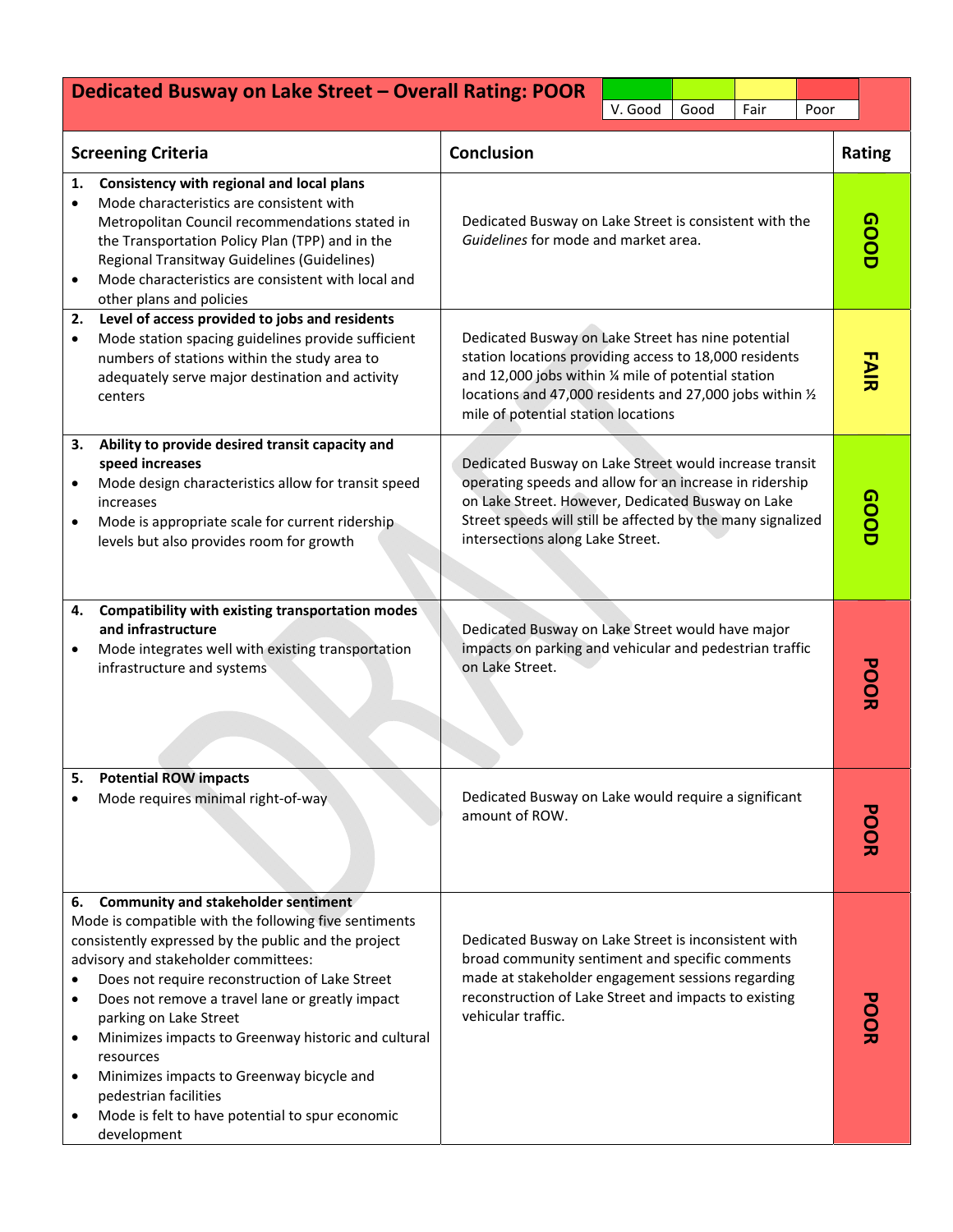## Dedicated Busway on Lake Street – Overall Rating: POOR

| V. Good | Good | Fair | Poor |
|---|---|---|---|

| Screening Criteria | Conclusion | Rating |
|---|---|---|
| **1. Consistency with regional and local plans**<br>• Mode characteristics are consistent with Metropolitan Council recommendations stated in the Transportation Policy Plan (TPP) and in the Regional Transitway Guidelines (Guidelines)<br>• Mode characteristics are consistent with local and other plans and policies | Dedicated Busway on Lake Street is consistent with the *Guidelines* for mode and market area. | GOOD |
| **2. Level of access provided to jobs and residents**<br>• Mode station spacing guidelines provide sufficient numbers of stations within the study area to adequately serve major destination and activity centers | Dedicated Busway on Lake Street has nine potential station locations providing access to 18,000 residents and 12,000 jobs within ¼ mile of potential station locations and 47,000 residents and 27,000 jobs within ½ mile of potential station locations | FAIR |
| **3. Ability to provide desired transit capacity and speed increases**<br>• Mode design characteristics allow for transit speed increases<br>• Mode is appropriate scale for current ridership levels but also provides room for growth | Dedicated Busway on Lake Street would increase transit operating speeds and allow for an increase in ridership on Lake Street. However, Dedicated Busway on Lake Street speeds will still be affected by the many signalized intersections along Lake Street. | GOOD |
| **4. Compatibility with existing transportation modes and infrastructure**<br>• Mode integrates well with existing transportation infrastructure and systems | Dedicated Busway on Lake Street would have major impacts on parking and vehicular and pedestrian traffic on Lake Street. | POOR |
| **5. Potential ROW impacts**<br>• Mode requires minimal right-of-way | Dedicated Busway on Lake would require a significant amount of ROW. | POOR |
| **6. Community and stakeholder sentiment**<br>Mode is compatible with the following five sentiments consistently expressed by the public and the project advisory and stakeholder committees:<br>• Does not require reconstruction of Lake Street<br>• Does not remove a travel lane or greatly impact parking on Lake Street<br>• Minimizes impacts to Greenway historic and cultural resources<br>• Minimizes impacts to Greenway bicycle and pedestrian facilities<br>• Mode is felt to have potential to spur economic development | Dedicated Busway on Lake Street is inconsistent with broad community sentiment and specific comments made at stakeholder engagement sessions regarding reconstruction of Lake Street and impacts to existing vehicular traffic. | POOR |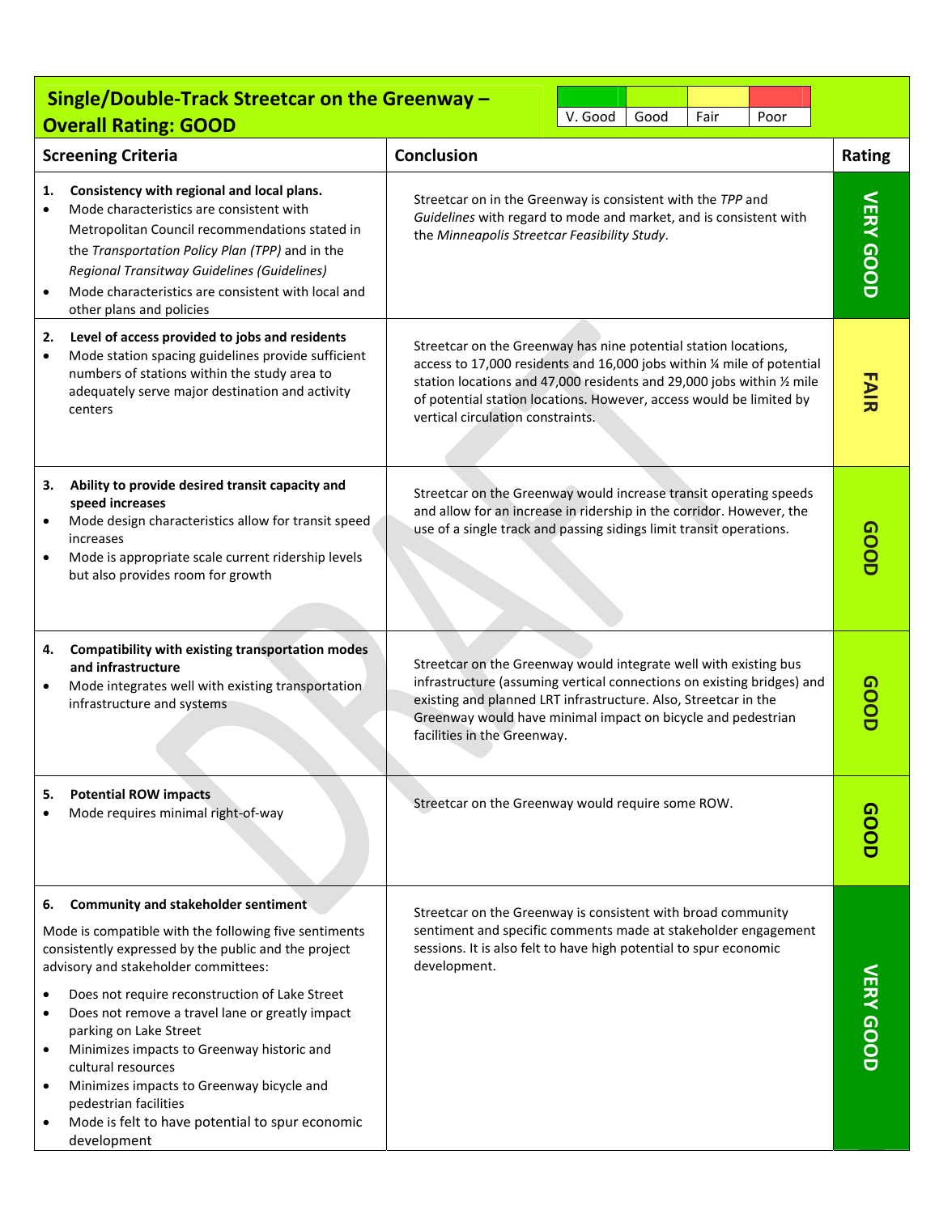## Single/Double-Track Streetcar on the Greenway – Overall Rating: GOOD

| V. Good | Good | Fair | Poor |
|---|---|---|---|

| Screening Criteria | Conclusion | Rating |
|---|---|---|
| **1. Consistency with regional and local plans.**<br>• Mode characteristics are consistent with Metropolitan Council recommendations stated in the *Transportation Policy Plan (TPP)* and in the *Regional Transitway Guidelines (Guidelines)*<br>• Mode characteristics are consistent with local and other plans and policies | Streetcar on in the Greenway is consistent with the *TPP* and *Guidelines* with regard to mode and market, and is consistent with the *Minneapolis Streetcar Feasibility Study*. | VERY GOOD |
| **2. Level of access provided to jobs and residents**<br>• Mode station spacing guidelines provide sufficient numbers of stations within the study area to adequately serve major destination and activity centers | Streetcar on the Greenway has nine potential station locations, access to 17,000 residents and 16,000 jobs within ¼ mile of potential station locations and 47,000 residents and 29,000 jobs within ½ mile of potential station locations. However, access would be limited by vertical circulation constraints. | FAIR |
| **3. Ability to provide desired transit capacity and speed increases**<br>• Mode design characteristics allow for transit speed increases<br>• Mode is appropriate scale current ridership levels but also provides room for growth | Streetcar on the Greenway would increase transit operating speeds and allow for an increase in ridership in the corridor. However, the use of a single track and passing sidings limit transit operations. | GOOD |
| **4. Compatibility with existing transportation modes and infrastructure**<br>• Mode integrates well with existing transportation infrastructure and systems | Streetcar on the Greenway would integrate well with existing bus infrastructure (assuming vertical connections on existing bridges) and existing and planned LRT infrastructure. Also, Streetcar in the Greenway would have minimal impact on bicycle and pedestrian facilities in the Greenway. | GOOD |
| **5. Potential ROW impacts**<br>• Mode requires minimal right-of-way | Streetcar on the Greenway would require some ROW. | GOOD |
| **6. Community and stakeholder sentiment**<br>Mode is compatible with the following five sentiments consistently expressed by the public and the project advisory and stakeholder committees:<br>• Does not require reconstruction of Lake Street<br>• Does not remove a travel lane or greatly impact parking on Lake Street<br>• Minimizes impacts to Greenway historic and cultural resources<br>• Minimizes impacts to Greenway bicycle and pedestrian facilities<br>• Mode is felt to have potential to spur economic development | Streetcar on the Greenway is consistent with broad community sentiment and specific comments made at stakeholder engagement sessions. It is also felt to have high potential to spur economic development. | VERY GOOD |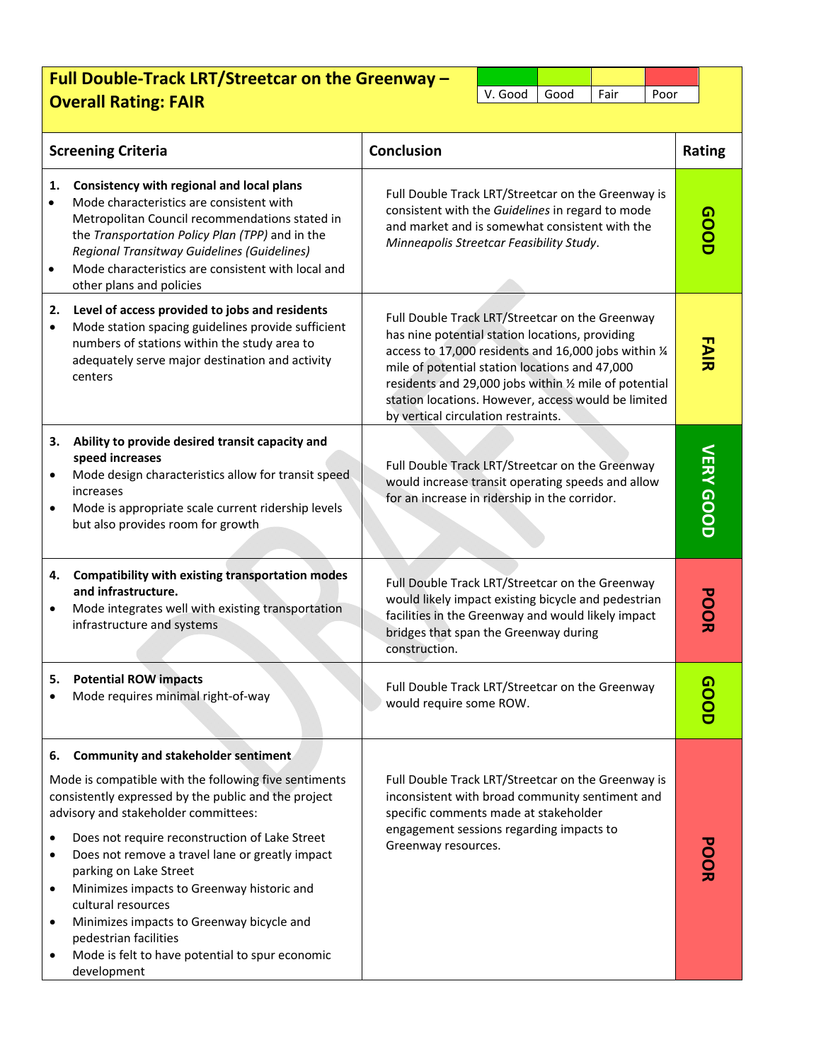## Full Double-Track LRT/Streetcar on the Greenway – Overall Rating: FAIR

| V. Good | Good | Fair | Poor |
|---|---|---|---|

| Screening Criteria | Conclusion | Rating |
|---|---|---|
| **1. Consistency with regional and local plans**<br>• Mode characteristics are consistent with Metropolitan Council recommendations stated in the *Transportation Policy Plan (TPP)* and in the *Regional Transitway Guidelines (Guidelines)*<br>• Mode characteristics are consistent with local and other plans and policies | Full Double Track LRT/Streetcar on the Greenway is consistent with the *Guidelines* in regard to mode and market and is somewhat consistent with the *Minneapolis Streetcar Feasibility Study*. | GOOD |
| **2. Level of access provided to jobs and residents**<br>• Mode station spacing guidelines provide sufficient numbers of stations within the study area to adequately serve major destination and activity centers | Full Double Track LRT/Streetcar on the Greenway has nine potential station locations, providing access to 17,000 residents and 16,000 jobs within ¼ mile of potential station locations and 47,000 residents and 29,000 jobs within ½ mile of potential station locations. However, access would be limited by vertical circulation restraints. | FAIR |
| **3. Ability to provide desired transit capacity and speed increases**<br>• Mode design characteristics allow for transit speed increases<br>• Mode is appropriate scale current ridership levels but also provides room for growth | Full Double Track LRT/Streetcar on the Greenway would increase transit operating speeds and allow for an increase in ridership in the corridor. | VERY GOOD |
| **4. Compatibility with existing transportation modes and infrastructure.**<br>• Mode integrates well with existing transportation infrastructure and systems | Full Double Track LRT/Streetcar on the Greenway would likely impact existing bicycle and pedestrian facilities in the Greenway and would likely impact bridges that span the Greenway during construction. | POOR |
| **5. Potential ROW impacts**<br>• Mode requires minimal right-of-way | Full Double Track LRT/Streetcar on the Greenway would require some ROW. | GOOD |
| **6. Community and stakeholder sentiment**<br>Mode is compatible with the following five sentiments consistently expressed by the public and the project advisory and stakeholder committees:<br>• Does not require reconstruction of Lake Street<br>• Does not remove a travel lane or greatly impact parking on Lake Street<br>• Minimizes impacts to Greenway historic and cultural resources<br>• Minimizes impacts to Greenway bicycle and pedestrian facilities<br>• Mode is felt to have potential to spur economic development | Full Double Track LRT/Streetcar on the Greenway is inconsistent with broad community sentiment and specific comments made at stakeholder engagement sessions regarding impacts to Greenway resources. | POOR |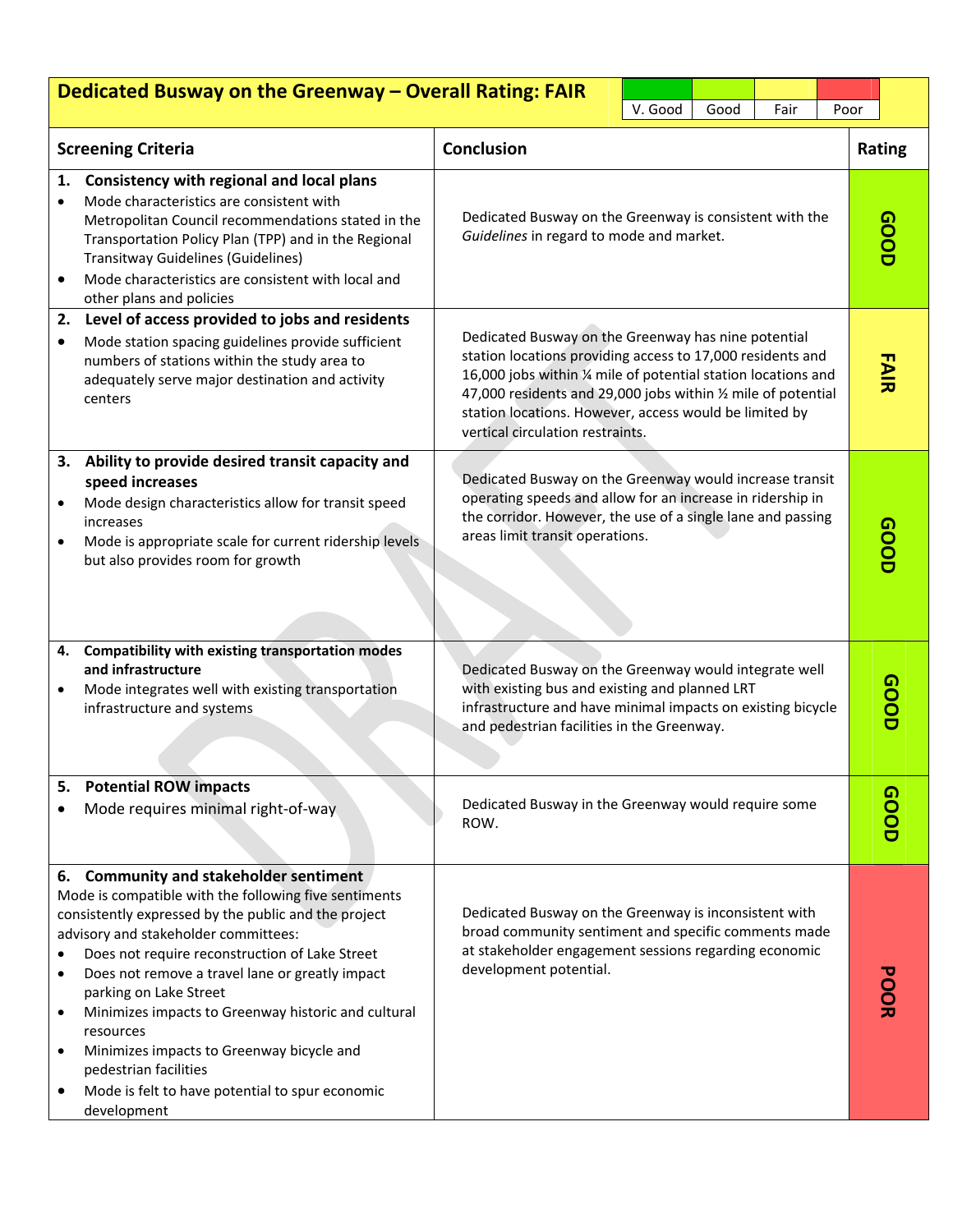## Dedicated Busway on the Greenway – Overall Rating: FAIR

| V. Good | Good | Fair | Poor |
|---|---|---|---|

| Screening Criteria | Conclusion | Rating |
|---|---|---|
| **1. Consistency with regional and local plans**<br>• Mode characteristics are consistent with Metropolitan Council recommendations stated in the Transportation Policy Plan (TPP) and in the Regional Transitway Guidelines (Guidelines)<br>• Mode characteristics are consistent with local and other plans and policies | Dedicated Busway on the Greenway is consistent with the *Guidelines* in regard to mode and market. | **GOOD** |
| **2. Level of access provided to jobs and residents**<br>• Mode station spacing guidelines provide sufficient numbers of stations within the study area to adequately serve major destination and activity centers | Dedicated Busway on the Greenway has nine potential station locations providing access to 17,000 residents and 16,000 jobs within ¼ mile of potential station locations and 47,000 residents and 29,000 jobs within ½ mile of potential station locations. However, access would be limited by vertical circulation restraints. | **FAIR** |
| **3. Ability to provide desired transit capacity and speed increases**<br>• Mode design characteristics allow for transit speed increases<br>• Mode is appropriate scale for current ridership levels but also provides room for growth | Dedicated Busway on the Greenway would increase transit operating speeds and allow for an increase in ridership in the corridor. However, the use of a single lane and passing areas limit transit operations. | **GOOD** |
| **4. Compatibility with existing transportation modes and infrastructure**<br>• Mode integrates well with existing transportation infrastructure and systems | Dedicated Busway on the Greenway would integrate well with existing bus and existing and planned LRT infrastructure and have minimal impacts on existing bicycle and pedestrian facilities in the Greenway. | **GOOD** |
| **5. Potential ROW impacts**<br>• Mode requires minimal right-of-way | Dedicated Busway in the Greenway would require some ROW. | **GOOD** |
| **6. Community and stakeholder sentiment**<br>Mode is compatible with the following five sentiments consistently expressed by the public and the project advisory and stakeholder committees:<br>• Does not require reconstruction of Lake Street<br>• Does not remove a travel lane or greatly impact parking on Lake Street<br>• Minimizes impacts to Greenway historic and cultural resources<br>• Minimizes impacts to Greenway bicycle and pedestrian facilities<br>• Mode is felt to have potential to spur economic development | Dedicated Busway on the Greenway is inconsistent with broad community sentiment and specific comments made at stakeholder engagement sessions regarding economic development potential. | **POOR** |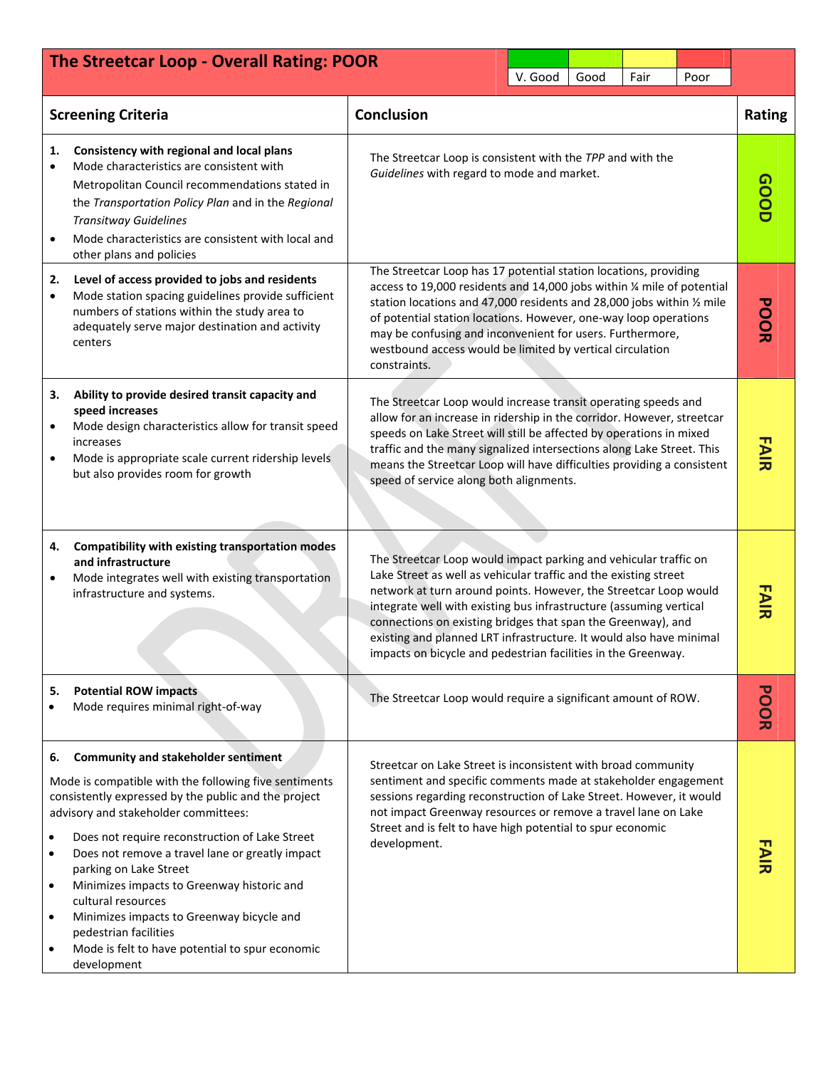# The Streetcar Loop - Overall Rating: POOR

| V. Good | Good | Fair | Poor |
|---|---|---|---|

| Screening Criteria | Conclusion | Rating |
|---|---|---|
| **1. Consistency with regional and local plans**<br>• Mode characteristics are consistent with Metropolitan Council recommendations stated in the *Transportation Policy Plan* and in the *Regional Transitway Guidelines*<br>• Mode characteristics are consistent with local and other plans and policies | The Streetcar Loop is consistent with the *TPP* and with the *Guidelines* with regard to mode and market. | GOOD |
| **2. Level of access provided to jobs and residents**<br>• Mode station spacing guidelines provide sufficient numbers of stations within the study area to adequately serve major destination and activity centers | The Streetcar Loop has 17 potential station locations, providing access to 19,000 residents and 14,000 jobs within ¼ mile of potential station locations and 47,000 residents and 28,000 jobs within ½ mile of potential station locations. However, one-way loop operations may be confusing and inconvenient for users. Furthermore, westbound access would be limited by vertical circulation constraints. | POOR |
| **3. Ability to provide desired transit capacity and speed increases**<br>• Mode design characteristics allow for transit speed increases<br>• Mode is appropriate scale current ridership levels but also provides room for growth | The Streetcar Loop would increase transit operating speeds and allow for an increase in ridership in the corridor. However, streetcar speeds on Lake Street will still be affected by operations in mixed traffic and the many signalized intersections along Lake Street. This means the Streetcar Loop will have difficulties providing a consistent speed of service along both alignments. | FAIR |
| **4. Compatibility with existing transportation modes and infrastructure**<br>• Mode integrates well with existing transportation infrastructure and systems. | The Streetcar Loop would impact parking and vehicular traffic on Lake Street as well as vehicular traffic and the existing street network at turn around points. However, the Streetcar Loop would integrate well with existing bus infrastructure (assuming vertical connections on existing bridges that span the Greenway), and existing and planned LRT infrastructure. It would also have minimal impacts on bicycle and pedestrian facilities in the Greenway. | FAIR |
| **5. Potential ROW impacts**<br>• Mode requires minimal right-of-way | The Streetcar Loop would require a significant amount of ROW. | POOR |
| **6. Community and stakeholder sentiment**<br>Mode is compatible with the following five sentiments consistently expressed by the public and the project advisory and stakeholder committees:<br>• Does not require reconstruction of Lake Street<br>• Does not remove a travel lane or greatly impact parking on Lake Street<br>• Minimizes impacts to Greenway historic and cultural resources<br>• Minimizes impacts to Greenway bicycle and pedestrian facilities<br>• Mode is felt to have potential to spur economic development | Streetcar on Lake Street is inconsistent with broad community sentiment and specific comments made at stakeholder engagement sessions regarding reconstruction of Lake Street. However, it would not impact Greenway resources or remove a travel lane on Lake Street and is felt to have high potential to spur economic development. | FAIR |